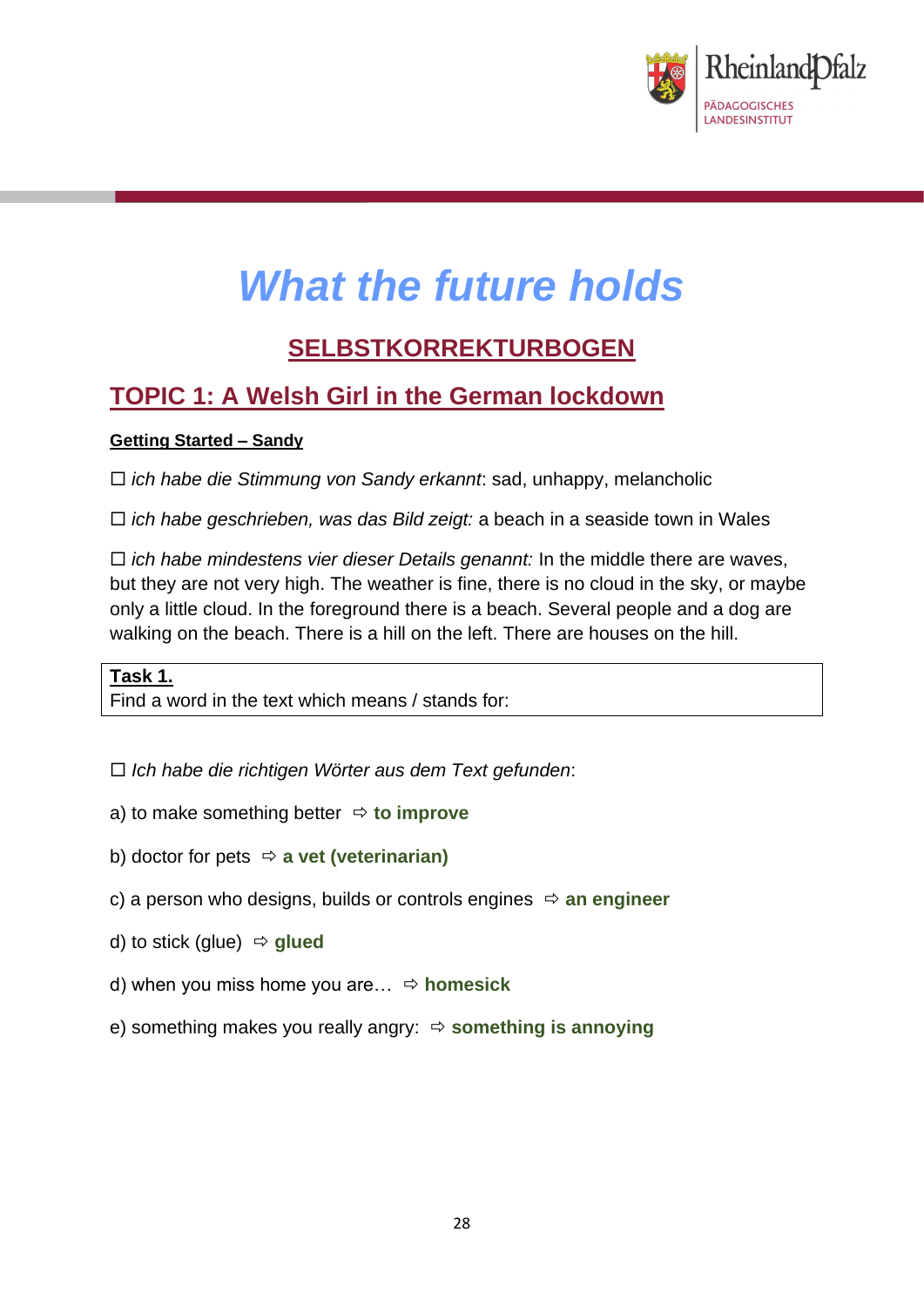# What the future holds

## SELBSTKORREKTURBOGEN

## TOPIC 1: A Welsh Girl in the German lockdown

**Getting Started – Sandy**

☐ *ich habe die Stimmung von Sandy erkannt*: sad, unhappy, melancholic

☐ *ich habe geschrieben, was das Bild zeigt:* a beach in a seaside town in Wales

☐ *ich habe mindestens vier dieser Details genannt:* In the middle there are waves, but they are not very high. The weather is fine, there is no cloud in the sky, or maybe only a little cloud. In the foreground there is a beach. Several people and a dog are walking on the beach. There is a hill on the left. There are houses on the hill.

**Task 1.**
Find a word in the text which means / stands for:

☐ *Ich habe die richtigen Wörter aus dem Text gefunden*:

a) to make something better ⇨ **to improve**

b) doctor for pets ⇨ **a vet (veterinarian)**

c) a person who designs, builds or controls engines ⇨ **an engineer**

d) to stick (glue) ⇨ **glued**

d) when you miss home you are… ⇨ **homesick**

e) something makes you really angry: ⇨ **something is annoying**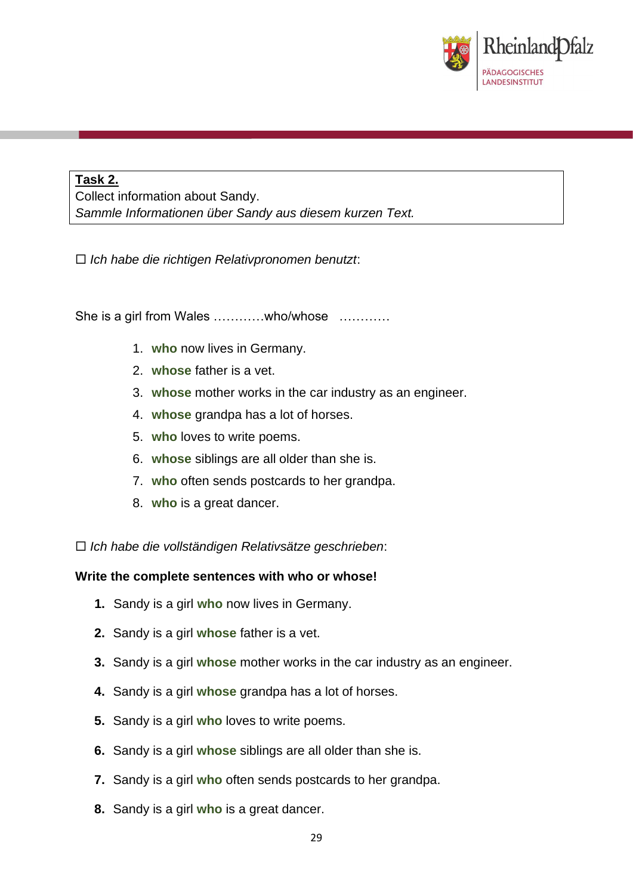**Task 2.**
Collect information about Sandy.
*Sammle Informationen über Sandy aus diesem kurzen Text.*

☐ *Ich habe die richtigen Relativpronomen benutzt*:

She is a girl from Wales …………who/whose …………

1. **who** now lives in Germany.
2. **whose** father is a vet.
3. **whose** mother works in the car industry as an engineer.
4. **whose** grandpa has a lot of horses.
5. **who** loves to write poems.
6. **whose** siblings are all older than she is.
7. **who** often sends postcards to her grandpa.
8. **who** is a great dancer.

☐ *Ich habe die vollständigen Relativsätze geschrieben*:

**Write the complete sentences with who or whose!**

1. Sandy is a girl **who** now lives in Germany.
2. Sandy is a girl **whose** father is a vet.
3. Sandy is a girl **whose** mother works in the car industry as an engineer.
4. Sandy is a girl **whose** grandpa has a lot of horses.
5. Sandy is a girl **who** loves to write poems.
6. Sandy is a girl **whose** siblings are all older than she is.
7. Sandy is a girl **who** often sends postcards to her grandpa.
8. Sandy is a girl **who** is a great dancer.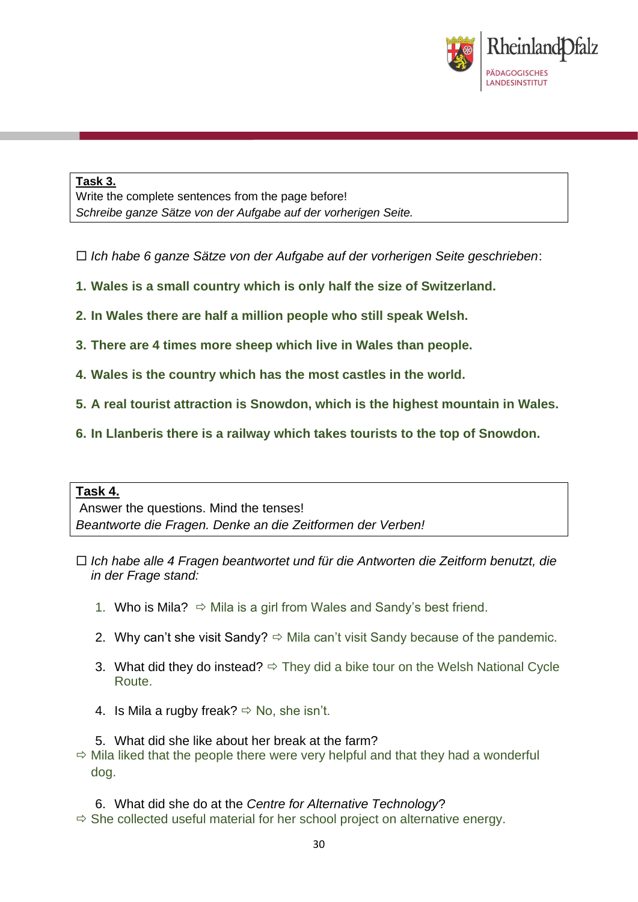**Task 3.**
Write the complete sentences from the page before!
*Schreibe ganze Sätze von der Aufgabe auf der vorherigen Seite.*

☐ *Ich habe 6 ganze Sätze von der Aufgabe auf der vorherigen Seite geschrieben*:

1. **Wales is a small country which is only half the size of Switzerland.**
2. **In Wales there are half a million people who still speak Welsh.**
3. **There are 4 times more sheep which live in Wales than people.**
4. **Wales is the country which has the most castles in the world.**
5. **A real tourist attraction is Snowdon, which is the highest mountain in Wales.**
6. **In Llanberis there is a railway which takes tourists to the top of Snowdon.**

**Task 4.**
Answer the questions. Mind the tenses!
*Beantworte die Fragen. Denke an die Zeitformen der Verben!*

☐ *Ich habe alle 4 Fragen beantwortet und für die Antworten die Zeitform benutzt, die in der Frage stand:*

1. Who is Mila? ⇨ Mila is a girl from Wales and Sandy's best friend.
2. Why can't she visit Sandy? ⇨ Mila can't visit Sandy because of the pandemic.
3. What did they do instead? ⇨ They did a bike tour on the Welsh National Cycle Route.
4. Is Mila a rugby freak? ⇨ No, she isn't.
5. What did she like about her break at the farm?
⇨ Mila liked that the people there were very helpful and that they had a wonderful dog.
6. What did she do at the *Centre for Alternative Technology*?
⇨ She collected useful material for her school project on alternative energy.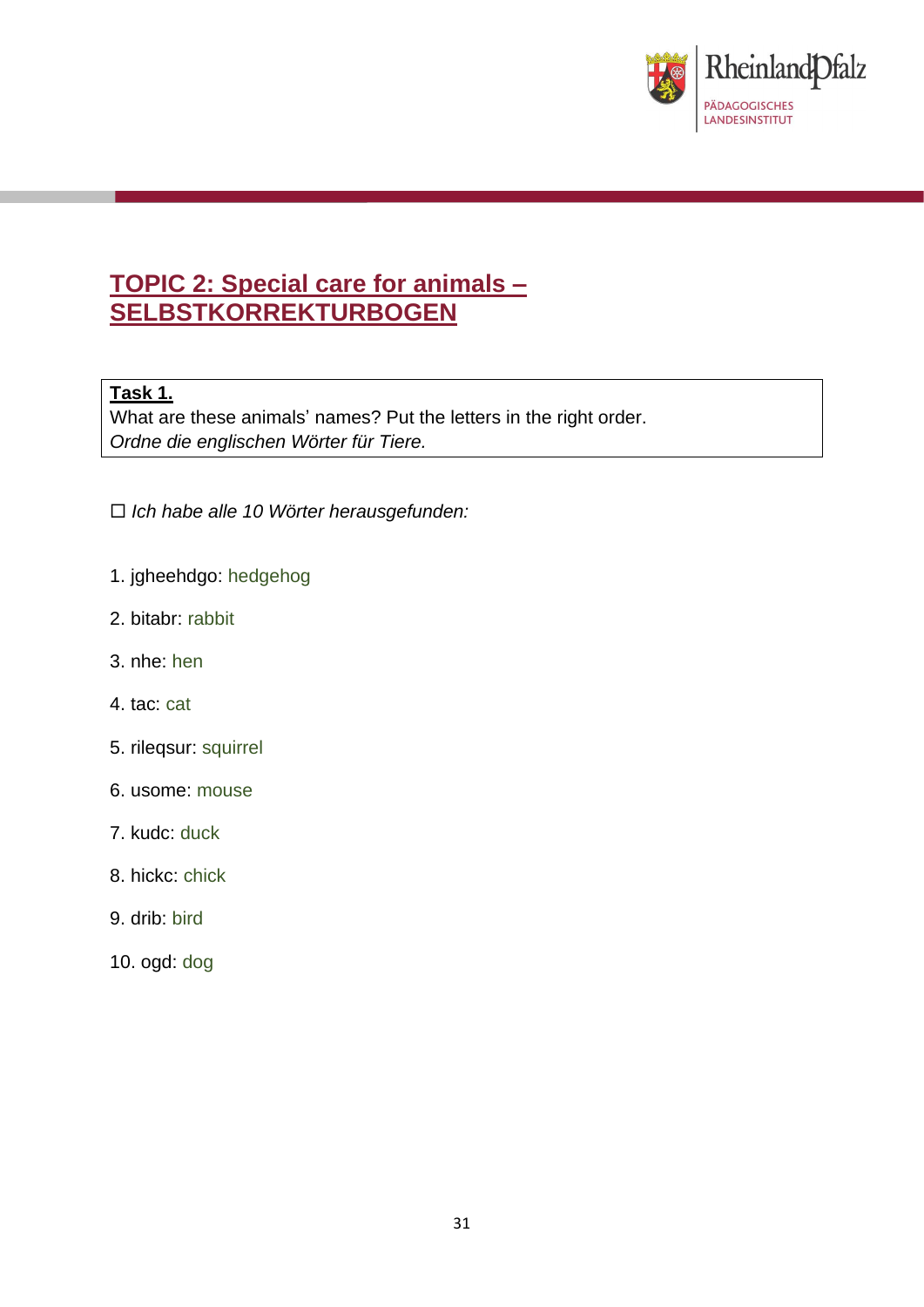# TOPIC 2: Special care for animals – SELBSTKORREKTURBOGEN

**Task 1.**
What are these animals' names? Put the letters in the right order.
*Ordne die englischen Wörter für Tiere.*

☐ *Ich habe alle 10 Wörter herausgefunden:*

1. jgheehdgo: hedgehog
2. bitabr: rabbit
3. nhe: hen
4. tac: cat
5. rileqsur: squirrel
6. usome: mouse
7. kudc: duck
8. hickc: chick
9. drib: bird
10. ogd: dog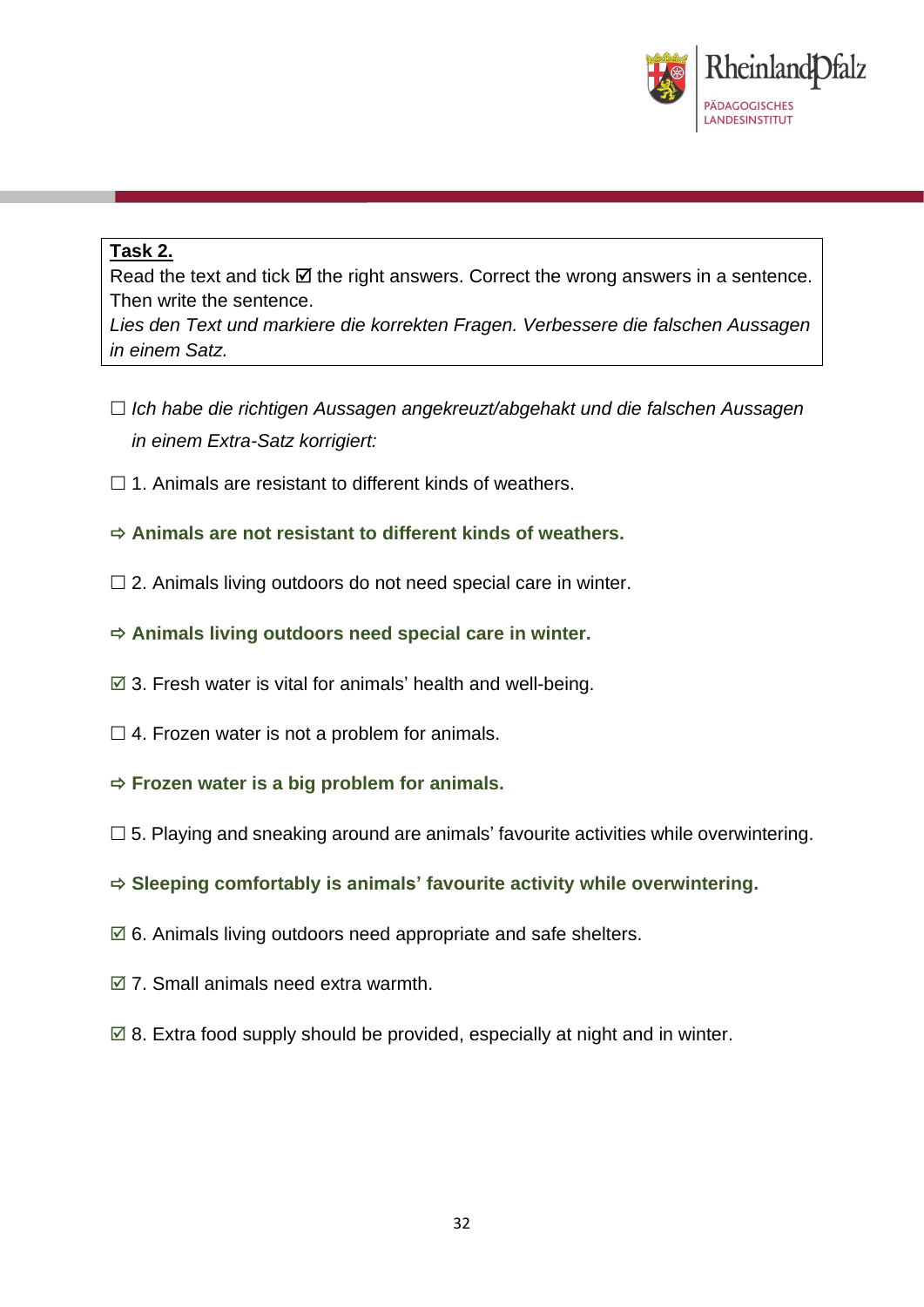**Task 2.**
Read the text and tick ☑ the right answers. Correct the wrong answers in a sentence. Then write the sentence.
*Lies den Text und markiere die korrekten Fragen. Verbessere die falschen Aussagen in einem Satz.*

☐ *Ich habe die richtigen Aussagen angekreuzt/abgehakt und die falschen Aussagen in einem Extra-Satz korrigiert:*

☐ 1. Animals are resistant to different kinds of weathers.

⇨ **Animals are not resistant to different kinds of weathers.**

☐ 2. Animals living outdoors do not need special care in winter.

⇨ **Animals living outdoors need special care in winter.**

☑ 3. Fresh water is vital for animals' health and well-being.

☐ 4. Frozen water is not a problem for animals.

⇨ **Frozen water is a big problem for animals.**

☐ 5. Playing and sneaking around are animals' favourite activities while overwintering.

⇨ **Sleeping comfortably is animals' favourite activity while overwintering.**

☑ 6. Animals living outdoors need appropriate and safe shelters.

☑ 7. Small animals need extra warmth.

☑ 8. Extra food supply should be provided, especially at night and in winter.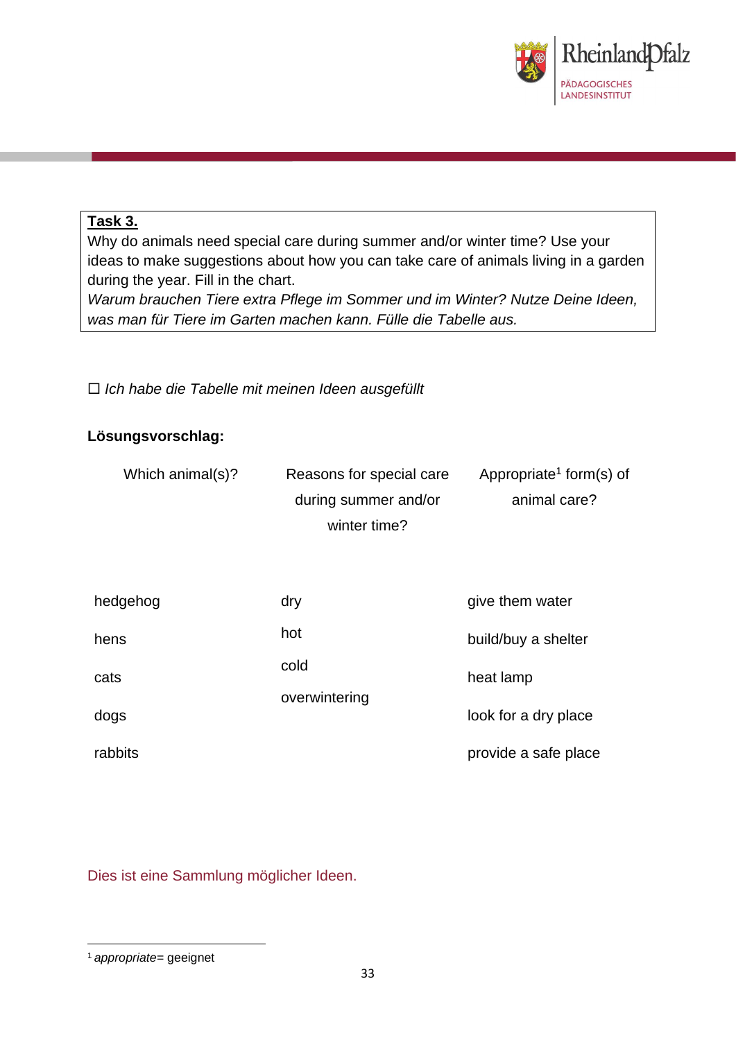**Task 3.**

Why do animals need special care during summer and/or winter time? Use your ideas to make suggestions about how you can take care of animals living in a garden during the year. Fill in the chart.

*Warum brauchen Tiere extra Pflege im Sommer und im Winter? Nutze Deine Ideen, was man für Tiere im Garten machen kann. Fülle die Tabelle aus.*

☐ *Ich habe die Tabelle mit meinen Ideen ausgefüllt*

**Lösungsvorschlag:**

| Which animal(s)? | Reasons for special care during summer and/or winter time? | Appropriate[1] form(s) of animal care? |
|---|---|---|
| hedgehog | dry | give them water |
| hens | hot | build/buy a shelter |
| cats | cold | heat lamp |
| dogs | overwintering | look for a dry place |
| rabbits | | provide a safe place |

Dies ist eine Sammlung möglicher Ideen.

[1] *appropriate*= geeignet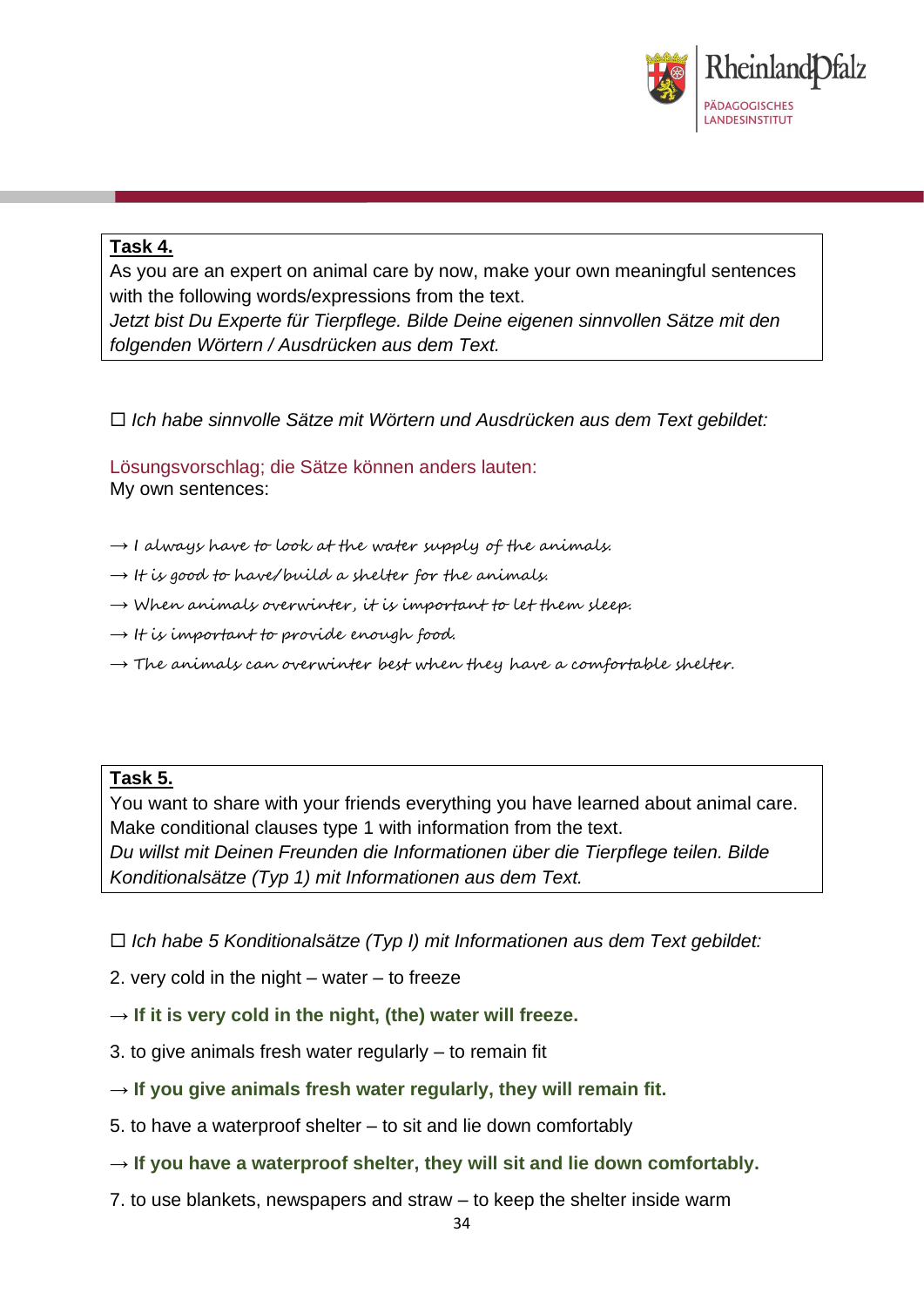**Task 4.**
As you are an expert on animal care by now, make your own meaningful sentences with the following words/expressions from the text.
*Jetzt bist Du Experte für Tierpflege. Bilde Deine eigenen sinnvollen Sätze mit den folgenden Wörtern / Ausdrücken aus dem Text.*

☐ *Ich habe sinnvolle Sätze mit Wörtern und Ausdrücken aus dem Text gebildet:*

Lösungsvorschlag; die Sätze können anders lauten:
My own sentences:

→ I always have to look at the water supply of the animals.
→ It is good to have/build a shelter for the animals.
→ When animals overwinter, it is important to let them sleep.
→ It is important to provide enough food.
→ The animals can overwinter best when they have a comfortable shelter.

**Task 5.**
You want to share with your friends everything you have learned about animal care. Make conditional clauses type 1 with information from the text.
*Du willst mit Deinen Freunden die Informationen über die Tierpflege teilen. Bilde Konditionalsätze (Typ 1) mit Informationen aus dem Text.*

☐ *Ich habe 5 Konditionalsätze (Typ I) mit Informationen aus dem Text gebildet:*

2. very cold in the night – water – to freeze

→ **If it is very cold in the night, (the) water will freeze.**

3. to give animals fresh water regularly – to remain fit

→ **If you give animals fresh water regularly, they will remain fit.**

5. to have a waterproof shelter – to sit and lie down comfortably

→ **If you have a waterproof shelter, they will sit and lie down comfortably.**

7. to use blankets, newspapers and straw – to keep the shelter inside warm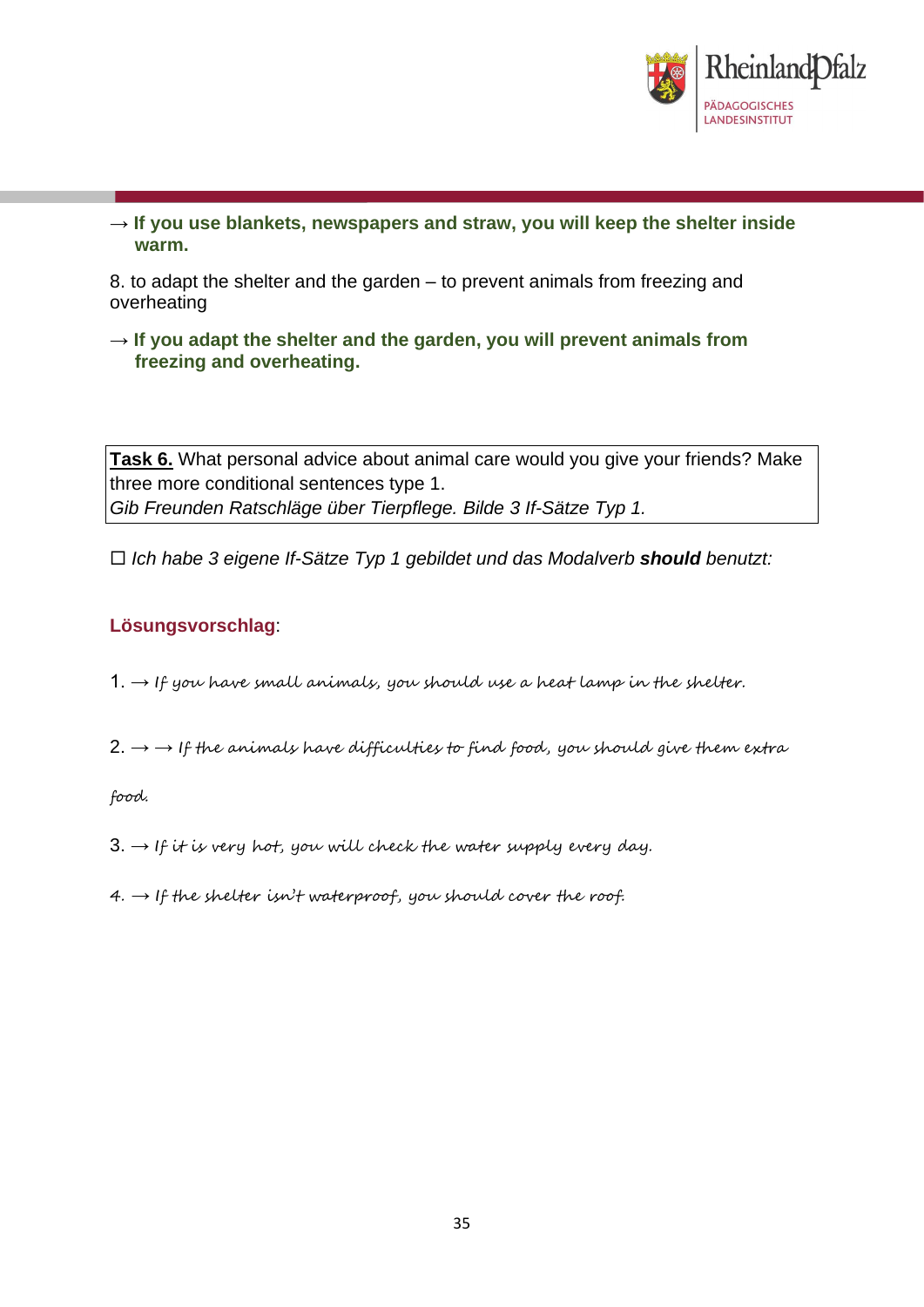→ **If you use blankets, newspapers and straw, you will keep the shelter inside warm.**

8. to adapt the shelter and the garden – to prevent animals from freezing and overheating

→ **If you adapt the shelter and the garden, you will prevent animals from freezing and overheating.**

| **Task 6.** What personal advice about animal care would you give your friends? Make three more conditional sentences type 1. *Gib Freunden Ratschläge über Tierpflege. Bilde 3 If-Sätze Typ 1.* |
|---|

☐ *Ich habe 3 eigene If-Sätze Typ 1 gebildet und das Modalverb **should** benutzt:*

**Lösungsvorschlag**:

1. → If you have small animals, you should use a heat lamp in the shelter.

2. → → If the animals have difficulties to find food, you should give them extra food.

3. → If it is very hot, you will check the water supply every day.

4. → If the shelter isn't waterproof, you should cover the roof.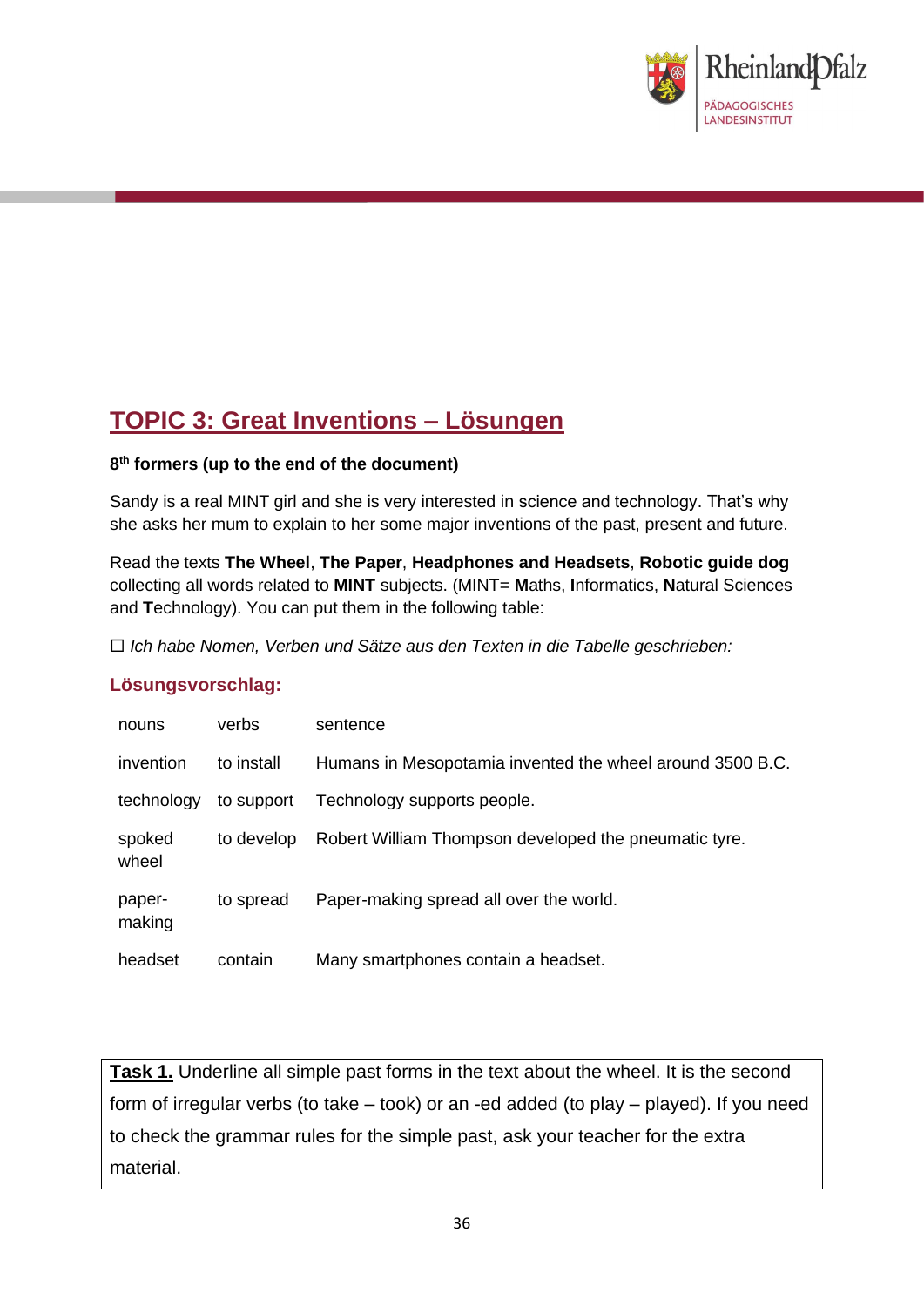# TOPIC 3: Great Inventions – Lösungen

**8th formers (up to the end of the document)**

Sandy is a real MINT girl and she is very interested in science and technology. That's why she asks her mum to explain to her some major inventions of the past, present and future.

Read the texts **The Wheel**, **The Paper**, **Headphones and Headsets**, **Robotic guide dog** collecting all words related to **MINT** subjects. (MINT= **M**aths, **I**nformatics, **N**atural Sciences and **T**echnology). You can put them in the following table:

☐ *Ich habe Nomen, Verben und Sätze aus den Texten in die Tabelle geschrieben:*

### Lösungsvorschlag:

| nouns | verbs | sentence |
|---|---|---|
| invention | to install | Humans in Mesopotamia invented the wheel around 3500 B.C. |
| technology | to support | Technology supports people. |
| spoked wheel | to develop | Robert William Thompson developed the pneumatic tyre. |
| paper-making | to spread | Paper-making spread all over the world. |
| headset | contain | Many smartphones contain a headset. |

**Task 1.** Underline all simple past forms in the text about the wheel. It is the second form of irregular verbs (to take – took) or an -ed added (to play – played). If you need to check the grammar rules for the simple past, ask your teacher for the extra material.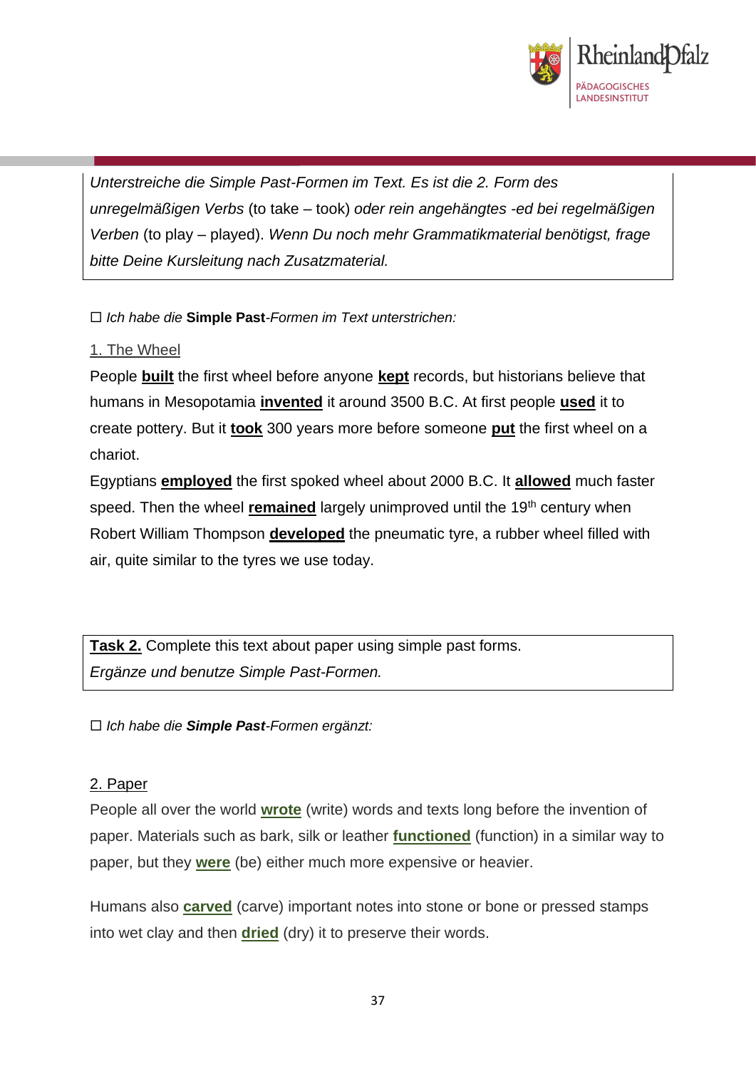*Unterstreiche die Simple Past-Formen im Text. Es ist die 2. Form des unregelmäßigen Verbs* (to take – took) *oder rein angehängtes -ed bei regelmäßigen Verben* (to play – played). *Wenn Du noch mehr Grammatikmaterial benötigst, frage bitte Deine Kursleitung nach Zusatzmaterial.*

☐ *Ich habe die* **Simple Past**-*Formen im Text unterstrichen:*

1. The Wheel

People **built** the first wheel before anyone **kept** records, but historians believe that humans in Mesopotamia **invented** it around 3500 B.C. At first people **used** it to create pottery. But it **took** 300 years more before someone **put** the first wheel on a chariot.

Egyptians **employed** the first spoked wheel about 2000 B.C. It **allowed** much faster speed. Then the wheel **remained** largely unimproved until the 19th century when Robert William Thompson **developed** the pneumatic tyre, a rubber wheel filled with air, quite similar to the tyres we use today.

**Task 2.** Complete this text about paper using simple past forms.
*Ergänze und benutze Simple Past-Formen.*

☐ *Ich habe die **Simple Past**-Formen ergänzt:*

2. Paper

People all over the world **wrote** (write) words and texts long before the invention of paper. Materials such as bark, silk or leather **functioned** (function) in a similar way to paper, but they **were** (be) either much more expensive or heavier.

Humans also **carved** (carve) important notes into stone or bone or pressed stamps into wet clay and then **dried** (dry) it to preserve their words.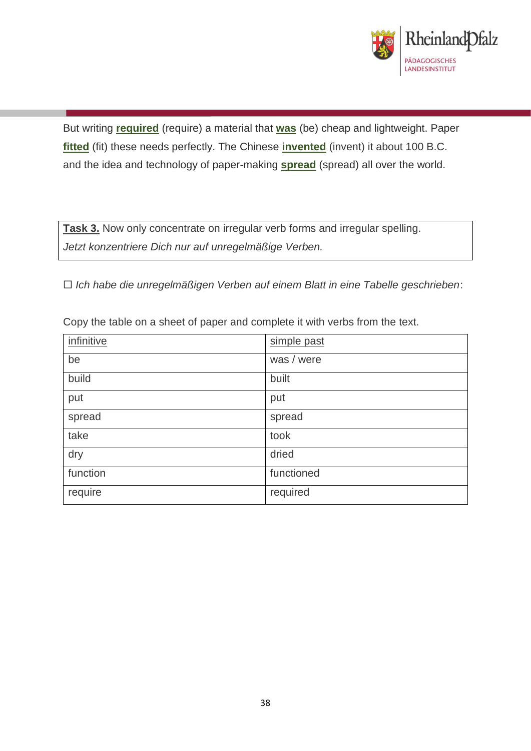But writing **required** (require) a material that **was** (be) cheap and lightweight. Paper **fitted** (fit) these needs perfectly. The Chinese **invented** (invent) it about 100 B.C. and the idea and technology of paper-making **spread** (spread) all over the world.

**Task 3.** Now only concentrate on irregular verb forms and irregular spelling.
*Jetzt konzentriere Dich nur auf unregelmäßige Verben.*

☐ *Ich habe die unregelmäßigen Verben auf einem Blatt in eine Tabelle geschrieben*:

Copy the table on a sheet of paper and complete it with verbs from the text.

| infinitive | simple past |
|---|---|
| be | was / were |
| build | built |
| put | put |
| spread | spread |
| take | took |
| dry | dried |
| function | functioned |
| require | required |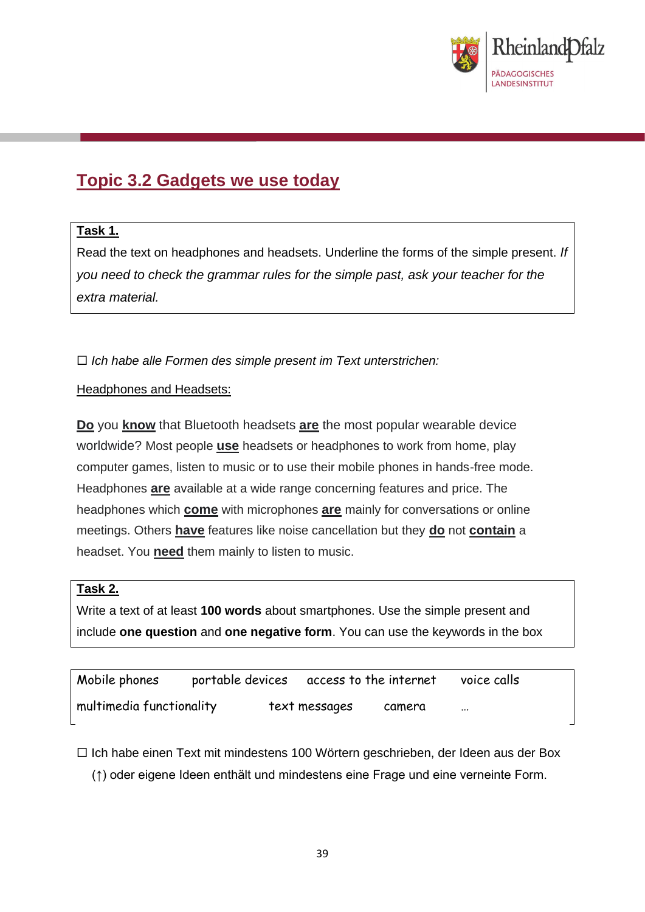## Topic 3.2 Gadgets we use today

**Task 1.**
Read the text on headphones and headsets. Underline the forms of the simple present. *If you need to check the grammar rules for the simple past, ask your teacher for the extra material.*

☐ *Ich habe alle Formen des simple present im Text unterstrichen:*

Headphones and Headsets:

**Do** you **know** that Bluetooth headsets **are** the most popular wearable device worldwide? Most people **use** headsets or headphones to work from home, play computer games, listen to music or to use their mobile phones in hands-free mode. Headphones **are** available at a wide range concerning features and price. The headphones which **come** with microphones **are** mainly for conversations or online meetings. Others **have** features like noise cancellation but they **do** not **contain** a headset. You **need** them mainly to listen to music.

**Task 2.**
Write a text of at least **100 words** about smartphones. Use the simple present and include **one question** and **one negative form**. You can use the keywords in the box

| | | | |
|---|---|---|---|
| Mobile phones | portable devices | access to the internet | voice calls |
| multimedia functionality | text messages | camera | … |

☐ Ich habe einen Text mit mindestens 100 Wörtern geschrieben, der Ideen aus der Box (↑) oder eigene Ideen enthält und mindestens eine Frage und eine verneinte Form.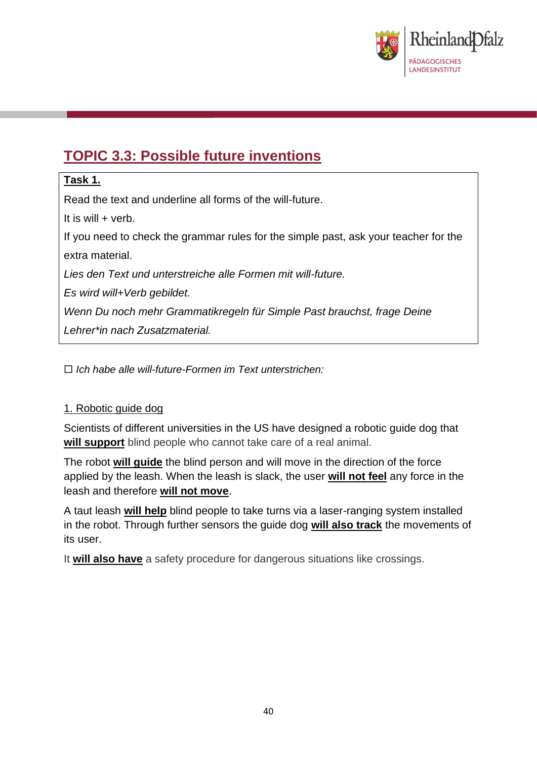# TOPIC 3.3: Possible future inventions

**Task 1.**

Read the text and underline all forms of the will-future.

It is will + verb.

If you need to check the grammar rules for the simple past, ask your teacher for the extra material.

*Lies den Text und unterstreiche alle Formen mit will-future.*

*Es wird will+Verb gebildet.*

*Wenn Du noch mehr Grammatikregeln für Simple Past brauchst, frage Deine Lehrer*in nach Zusatzmaterial.*

☐ *Ich habe alle will-future-Formen im Text unterstrichen:*

1. Robotic guide dog

Scientists of different universities in the US have designed a robotic guide dog that **will support** blind people who cannot take care of a real animal.

The robot **will guide** the blind person and will move in the direction of the force applied by the leash. When the leash is slack, the user **will not feel** any force in the leash and therefore **will not move**.

A taut leash **will help** blind people to take turns via a laser-ranging system installed in the robot. Through further sensors the guide dog **will also track** the movements of its user.

It **will also have** a safety procedure for dangerous situations like crossings.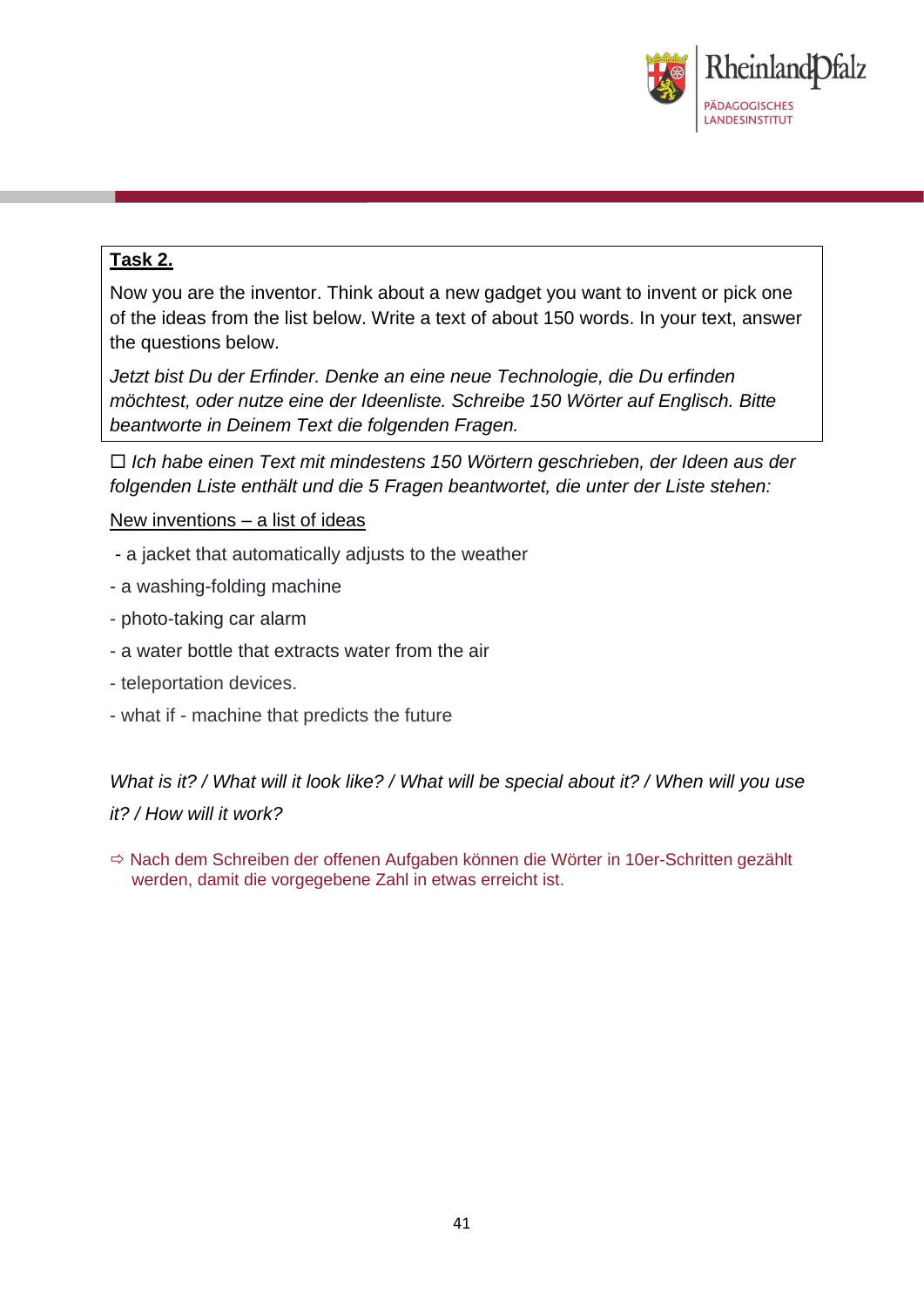**Task 2.**

Now you are the inventor. Think about a new gadget you want to invent or pick one of the ideas from the list below. Write a text of about 150 words. In your text, answer the questions below.

*Jetzt bist Du der Erfinder. Denke an eine neue Technologie, die Du erfinden möchtest, oder nutze eine der Ideenliste. Schreibe 150 Wörter auf Englisch. Bitte beantworte in Deinem Text die folgenden Fragen.*

☐ *Ich habe einen Text mit mindestens 150 Wörtern geschrieben, der Ideen aus der folgenden Liste enthält und die 5 Fragen beantwortet, die unter der Liste stehen:*

New inventions – a list of ideas

- a jacket that automatically adjusts to the weather
- a washing-folding machine
- photo-taking car alarm
- a water bottle that extracts water from the air
- teleportation devices.
- what if - machine that predicts the future

*What is it? / What will it look like? / What will be special about it? / When will you use it? / How will it work?*

⇨ Nach dem Schreiben der offenen Aufgaben können die Wörter in 10er-Schritten gezählt werden, damit die vorgegebene Zahl in etwas erreicht ist.